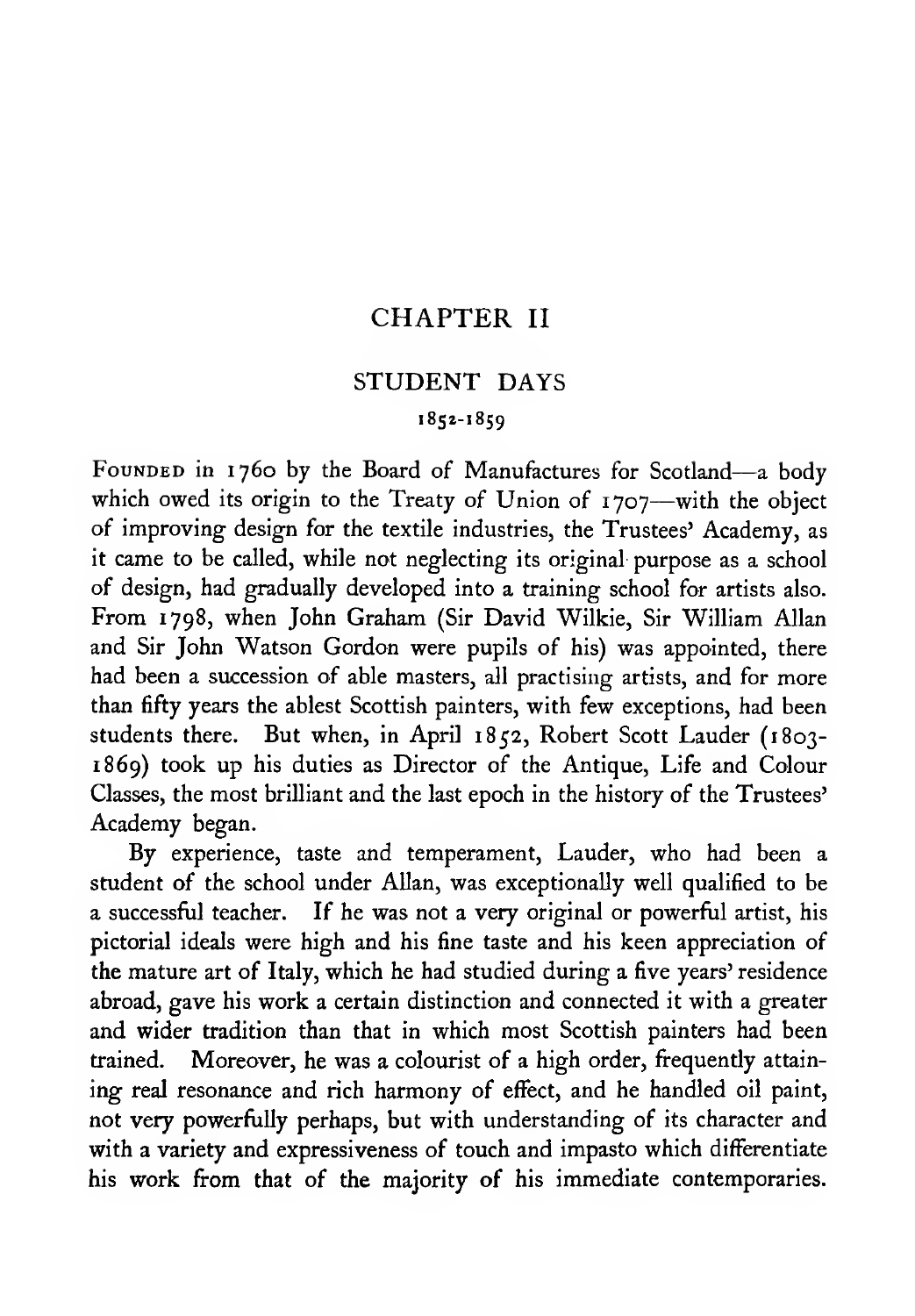# CHAPTER II

## STUDENT DAYS

### 1852-1859

FOUNDED in 1760 by the Board of Manufactures for Scotland—a body which owed its origin to the Treaty of Union of 1707—with the object of improving design for the textile industries, the Trustees' Academy, as it came to be called, while not neglecting its original purpose as a school of design, had gradually developed into a training school for artists also. From 1798, when John Graham (Sir David Wilkie, Sir William Allan and Sir John Watson Gordon were pupils of his) was appointed, there had been a succession of able masters, all practising artists, and for more than fifty years the ablest Scottish painters, with few exceptions, had been students there. But when, in April 1852, Robert Scott Lauder (1803-1869) took up his duties as Director of the Antique, Life and Colour Classes, the most brilliant and the last epoch in the history of the Trustees' Academy began.

By experience, taste and temperament, Lauder, who had been a student of the school under Allan, was exceptionally well qualified to be a successful teacher. If he was not a very original or powerful artist, his pictorial ideals were high and his fine taste and his keen appreciation of the mature art of Italy, which he had studied during a five years' residence abroad, gave his work a certain distinction and connected it with a greater and wider tradition than that in which most Scottish painters had been trained. Moreover, he was a colourist of a high order, frequently attaining real resonance and rich harmony of effect, and he handled oil paint, not very powerfully perhaps, but with understanding of its character and with a variety and expressiveness of touch and impasto which differentiate his work from that of the majority of his immediate contemporaries.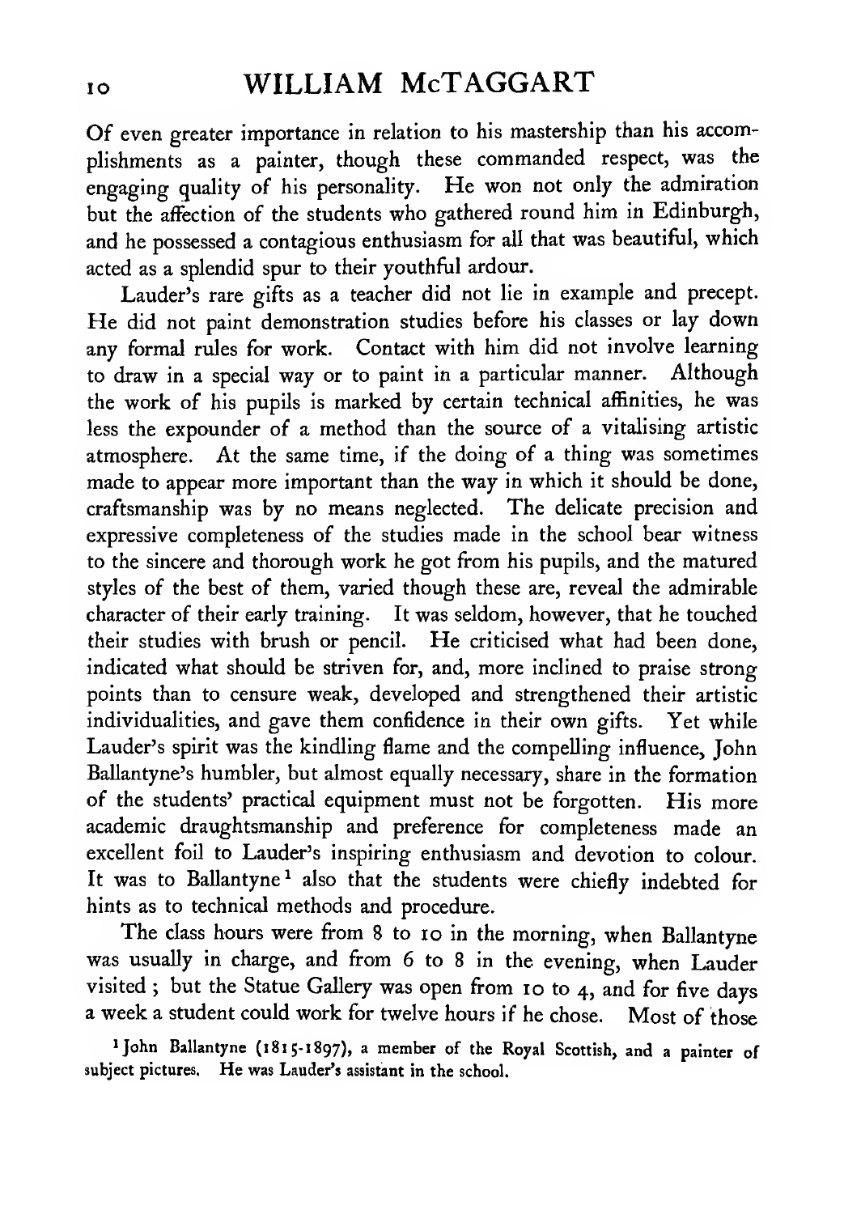Of even greater importance in relation to his mastership than his accomplishments as a painter, though these commanded respect, was the engaging quality of his personality. He won not only the admiration but the affection of the students who gathered round him in Edinburgh, and he possessed a contagious enthusiasm for all that was beautiful, which acted as a splendid spur to their youthful ardour.

Lauder's rare gifts as a teacher did not lie in example and precept. He did not paint demonstration studies before his classes or lay down any formal rules for work. Contact with him did not involve learning to draw in a special way or to paint in a particular manner. Although the work of his pupils is marked by certain technical affinities, he was less the expounder of a method than the source of a vitalising artistic atmosphere. At the same time, if the doing of a thing was sometimes made to appear more important than the way in which it should be done, craftsmanship was by no means neglected. The delicate precision and expressive completeness of the studies made in the school bear witness to the sincere and thorough work he got from his pupils, and the matured styles of the best of them, varied though these are, reveal the admirable character of their early training. It was seldom, however, that he touched their studies with brush or pencil. He criticised what had been done, indicated what should be striven for, and, more inclined to praise strong points than to censure weak, developed and strengthened their artistic individualities, and gave them confidence in their own gifts. Yet while Lauder's spirit was the kindling flame and the compelling influence, John Ballantyne's humbler, but almost equally necessary, share in the formation of the students' practical equipment must not be forgotten. His more academic draughtsmanship and preference for completeness made an excellent foil to Lauder's inspiring enthusiasm and devotion to colour. It was to Ballantyne[1] also that the students were chiefly indebted for hints as to technical methods and procedure.

The class hours were from 8 to 10 in the morning, when Ballantyne was usually in charge, and from 6 to 8 in the evening, when Lauder visited; but the Statue Gallery was open from 10 to 4, and for five days a week a student could work for twelve hours if he chose. Most of those

[1] John Ballantyne (1815-1897), a member of the Royal Scottish, and a painter of subject pictures. He was Lauder's assistant in the school.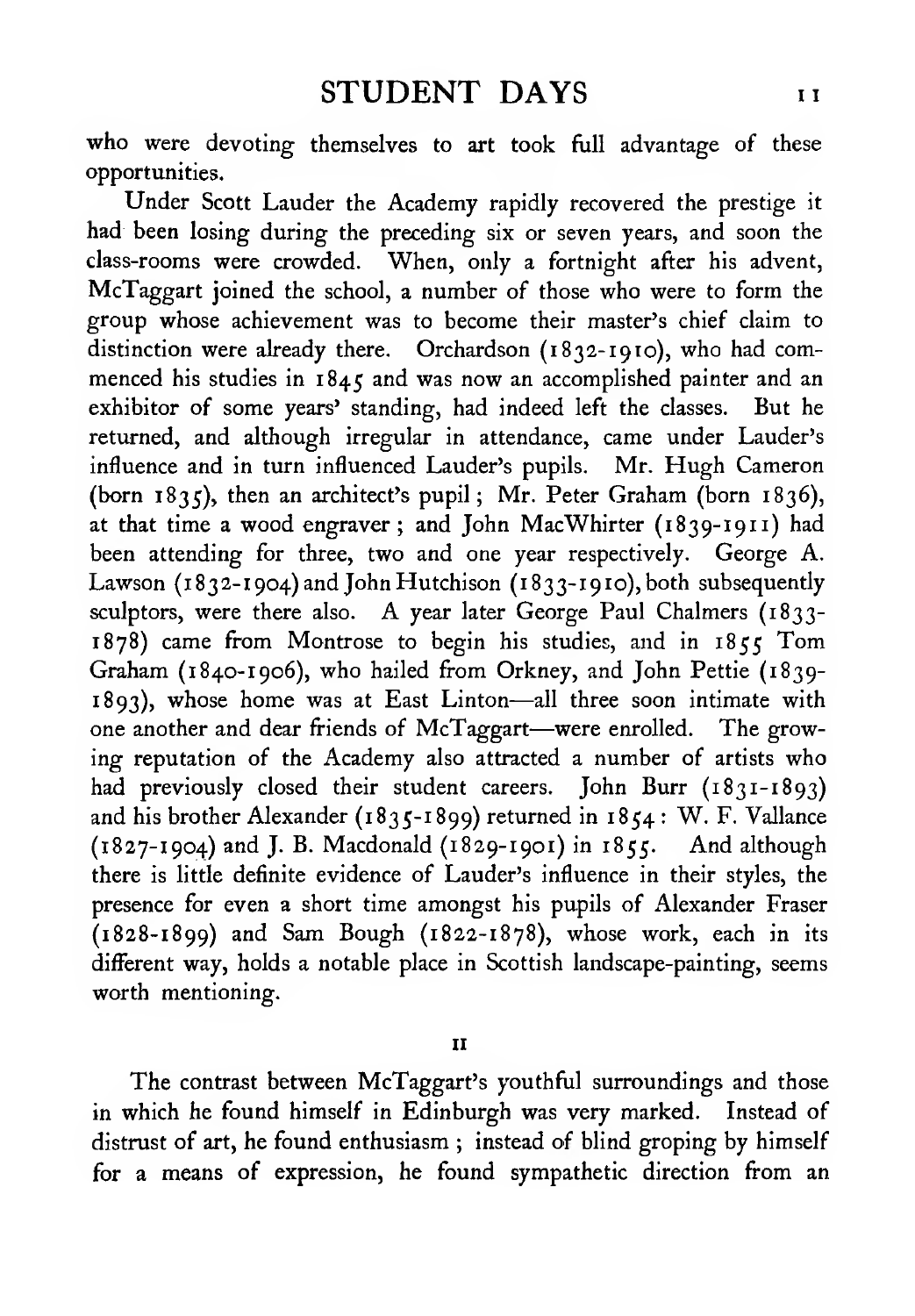who were devoting themselves to art took full advantage of these opportunities.

Under Scott Lauder the Academy rapidly recovered the prestige it had been losing during the preceding six or seven years, and soon the class-rooms were crowded. When, only a fortnight after his advent, McTaggart joined the school, a number of those who were to form the group whose achievement was to become their master's chief claim to distinction were already there. Orchardson (1832-1910), who had commenced his studies in 1845 and was now an accomplished painter and an exhibitor of some years' standing, had indeed left the classes. But he returned, and although irregular in attendance, came under Lauder's influence and in turn influenced Lauder's pupils. Mr. Hugh Cameron (born 1835), then an architect's pupil; Mr. Peter Graham (born 1836), at that time a wood engraver; and John MacWhirter (1839-1911) had been attending for three, two and one year respectively. George A. Lawson (1832-1904) and John Hutchison (1833-1910), both subsequently sculptors, were there also. A year later George Paul Chalmers (1833-1878) came from Montrose to begin his studies, and in 1855 Tom Graham (1840-1906), who hailed from Orkney, and John Pettie (1839-1893), whose home was at East Linton—all three soon intimate with one another and dear friends of McTaggart—were enrolled. The growing reputation of the Academy also attracted a number of artists who had previously closed their student careers. John Burr (1831-1893) and his brother Alexander (1835-1899) returned in 1854: W. F. Vallance (1827-1904) and J. B. Macdonald (1829-1901) in 1855. And although there is little definite evidence of Lauder's influence in their styles, the presence for even a short time amongst his pupils of Alexander Fraser (1828-1899) and Sam Bough (1822-1878), whose work, each in its different way, holds a notable place in Scottish landscape-painting, seems worth mentioning.

## II

The contrast between McTaggart's youthful surroundings and those in which he found himself in Edinburgh was very marked. Instead of distrust of art, he found enthusiasm; instead of blind groping by himself for a means of expression, he found sympathetic direction from an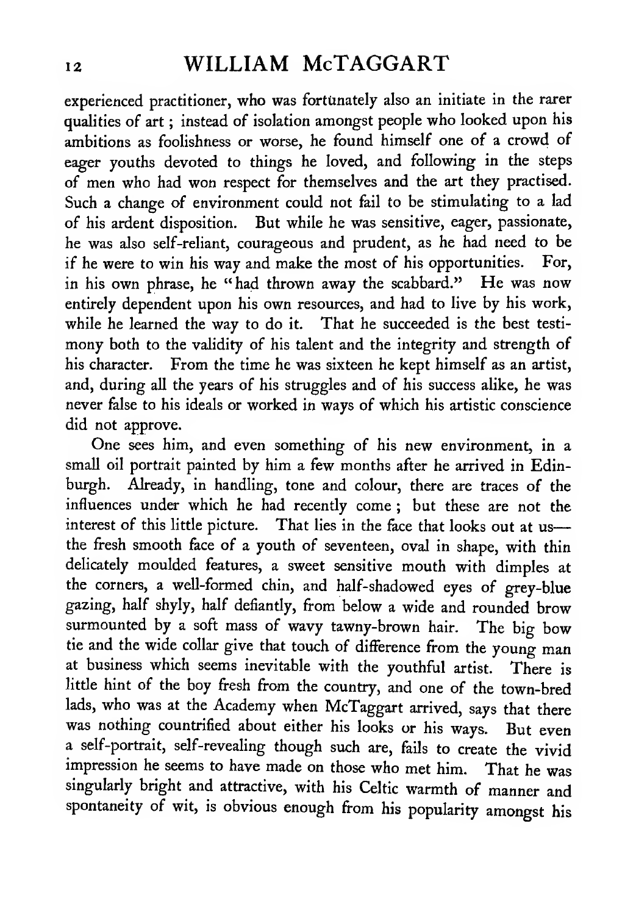experienced practitioner, who was fortunately also an initiate in the rarer qualities of art; instead of isolation amongst people who looked upon his ambitions as foolishness or worse, he found himself one of a crowd of eager youths devoted to things he loved, and following in the steps of men who had won respect for themselves and the art they practised. Such a change of environment could not fail to be stimulating to a lad of his ardent disposition. But while he was sensitive, eager, passionate, he was also self-reliant, courageous and prudent, as he had need to be if he were to win his way and make the most of his opportunities. For, in his own phrase, he "had thrown away the scabbard." He was now entirely dependent upon his own resources, and had to live by his work, while he learned the way to do it. That he succeeded is the best testimony both to the validity of his talent and the integrity and strength of his character. From the time he was sixteen he kept himself as an artist, and, during all the years of his struggles and of his success alike, he was never false to his ideals or worked in ways of which his artistic conscience did not approve.

One sees him, and even something of his new environment, in a small oil portrait painted by him a few months after he arrived in Edinburgh. Already, in handling, tone and colour, there are traces of the influences under which he had recently come; but these are not the interest of this little picture. That lies in the face that looks out at us—the fresh smooth face of a youth of seventeen, oval in shape, with thin delicately moulded features, a sweet sensitive mouth with dimples at the corners, a well-formed chin, and half-shadowed eyes of grey-blue gazing, half shyly, half defiantly, from below a wide and rounded brow surmounted by a soft mass of wavy tawny-brown hair. The big bow tie and the wide collar give that touch of difference from the young man at business which seems inevitable with the youthful artist. There is little hint of the boy fresh from the country, and one of the town-bred lads, who was at the Academy when McTaggart arrived, says that there was nothing countrified about either his looks or his ways. But even a self-portrait, self-revealing though such are, fails to create the vivid impression he seems to have made on those who met him. That he was singularly bright and attractive, with his Celtic warmth of manner and spontaneity of wit, is obvious enough from his popularity amongst his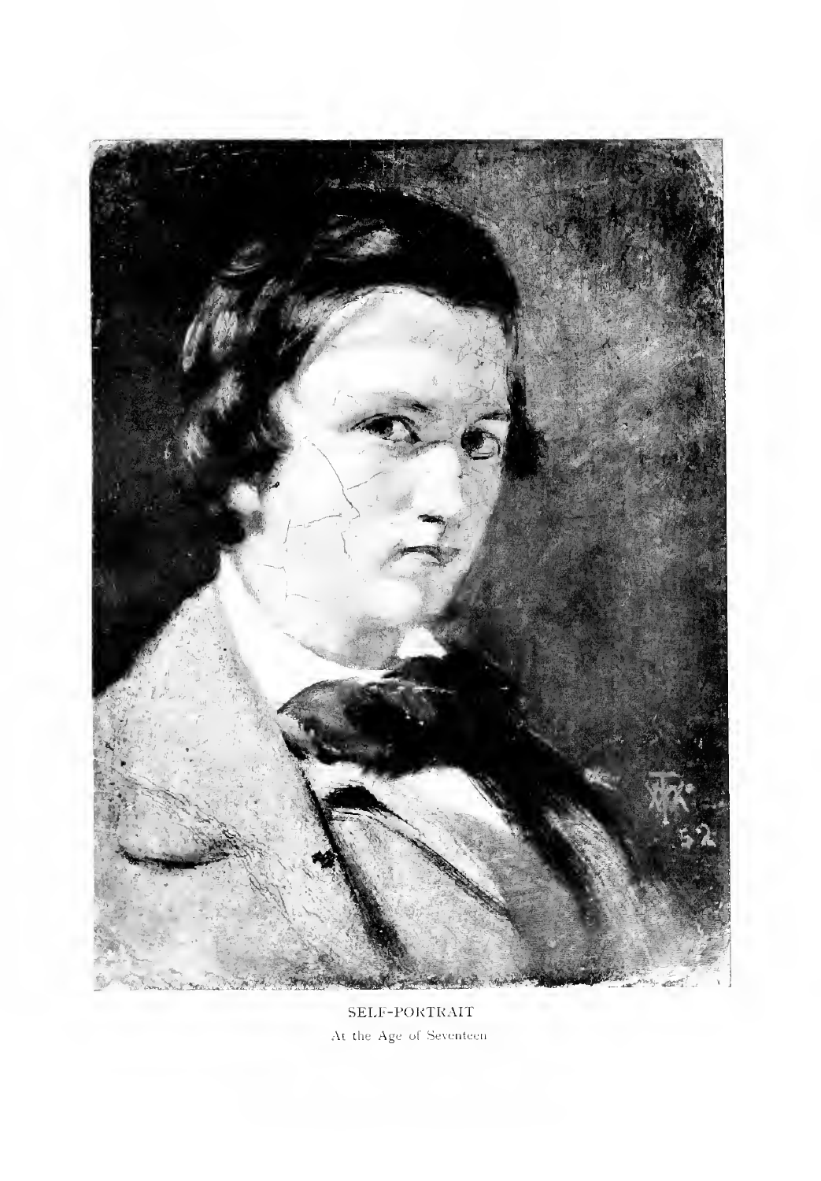SELF-PORTRAIT

At the Age of Seventeen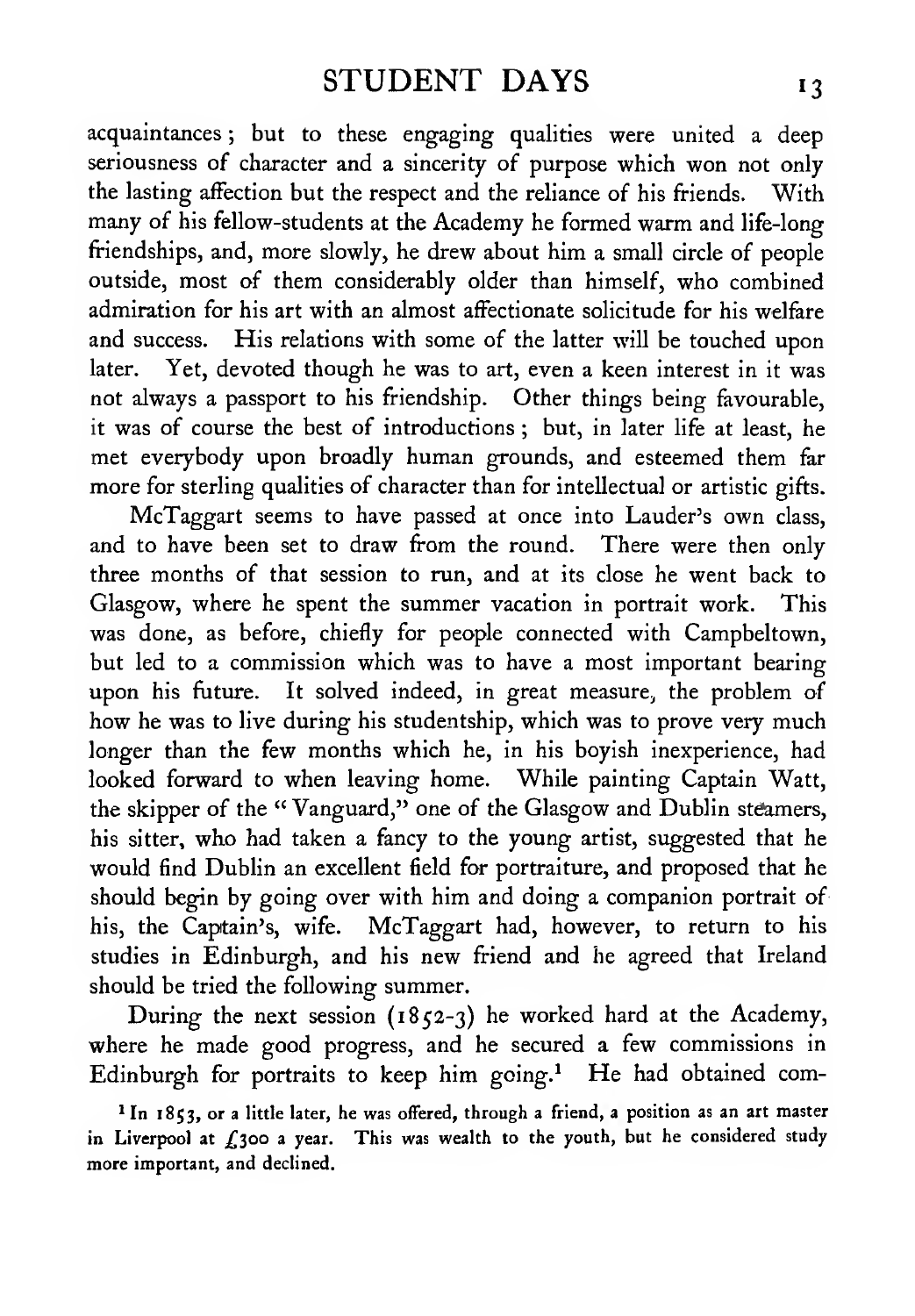acquaintances; but to these engaging qualities were united a deep seriousness of character and a sincerity of purpose which won not only the lasting affection but the respect and the reliance of his friends. With many of his fellow-students at the Academy he formed warm and life-long friendships, and, more slowly, he drew about him a small circle of people outside, most of them considerably older than himself, who combined admiration for his art with an almost affectionate solicitude for his welfare and success. His relations with some of the latter will be touched upon later. Yet, devoted though he was to art, even a keen interest in it was not always a passport to his friendship. Other things being favourable, it was of course the best of introductions; but, in later life at least, he met everybody upon broadly human grounds, and esteemed them far more for sterling qualities of character than for intellectual or artistic gifts.

McTaggart seems to have passed at once into Lauder's own class, and to have been set to draw from the round. There were then only three months of that session to run, and at its close he went back to Glasgow, where he spent the summer vacation in portrait work. This was done, as before, chiefly for people connected with Campbeltown, but led to a commission which was to have a most important bearing upon his future. It solved indeed, in great measure, the problem of how he was to live during his studentship, which was to prove very much longer than the few months which he, in his boyish inexperience, had looked forward to when leaving home. While painting Captain Watt, the skipper of the "Vanguard," one of the Glasgow and Dublin steamers, his sitter, who had taken a fancy to the young artist, suggested that he would find Dublin an excellent field for portraiture, and proposed that he should begin by going over with him and doing a companion portrait of his, the Captain's, wife. McTaggart had, however, to return to his studies in Edinburgh, and his new friend and he agreed that Ireland should be tried the following summer.

During the next session (1852-3) he worked hard at the Academy, where he made good progress, and he secured a few commissions in Edinburgh for portraits to keep him going.[1] He had obtained com-

[1] In 1853, or a little later, he was offered, through a friend, a position as an art master in Liverpool at £300 a year. This was wealth to the youth, but he considered study more important, and declined.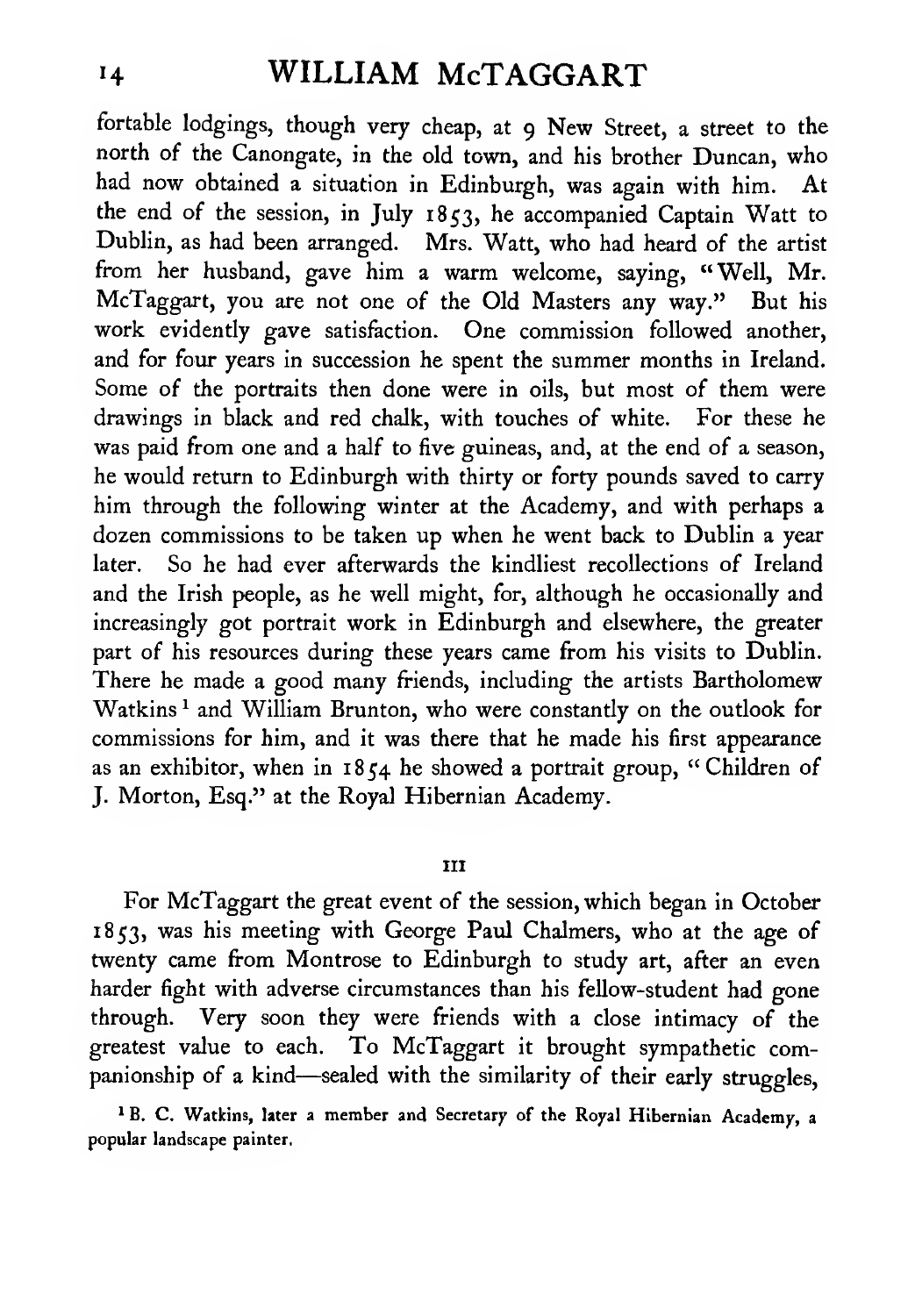fortable lodgings, though very cheap, at 9 New Street, a street to the north of the Canongate, in the old town, and his brother Duncan, who had now obtained a situation in Edinburgh, was again with him. At the end of the session, in July 1853, he accompanied Captain Watt to Dublin, as had been arranged. Mrs. Watt, who had heard of the artist from her husband, gave him a warm welcome, saying, "Well, Mr. McTaggart, you are not one of the Old Masters any way." But his work evidently gave satisfaction. One commission followed another, and for four years in succession he spent the summer months in Ireland. Some of the portraits then done were in oils, but most of them were drawings in black and red chalk, with touches of white. For these he was paid from one and a half to five guineas, and, at the end of a season, he would return to Edinburgh with thirty or forty pounds saved to carry him through the following winter at the Academy, and with perhaps a dozen commissions to be taken up when he went back to Dublin a year later. So he had ever afterwards the kindliest recollections of Ireland and the Irish people, as he well might, for, although he occasionally and increasingly got portrait work in Edinburgh and elsewhere, the greater part of his resources during these years came from his visits to Dublin. There he made a good many friends, including the artists Bartholomew Watkins[1] and William Brunton, who were constantly on the outlook for commissions for him, and it was there that he made his first appearance as an exhibitor, when in 1854 he showed a portrait group, "Children of J. Morton, Esq." at the Royal Hibernian Academy.

## III

For McTaggart the great event of the session, which began in October 1853, was his meeting with George Paul Chalmers, who at the age of twenty came from Montrose to Edinburgh to study art, after an even harder fight with adverse circumstances than his fellow-student had gone through. Very soon they were friends with a close intimacy of the greatest value to each. To McTaggart it brought sympathetic companionship of a kind—sealed with the similarity of their early struggles,

[1] B. C. Watkins, later a member and Secretary of the Royal Hibernian Academy, a popular landscape painter.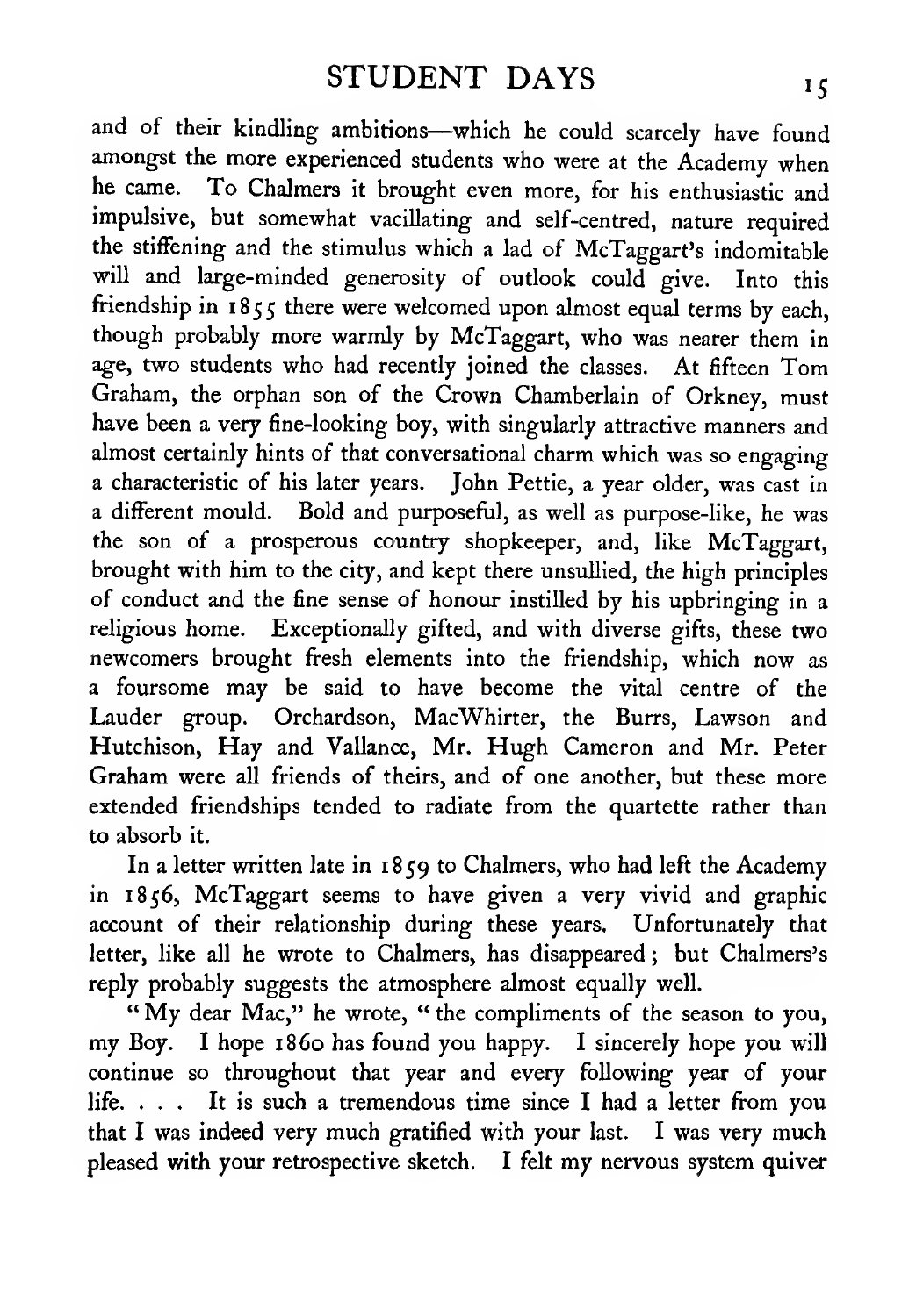and of their kindling ambitions—which he could scarcely have found amongst the more experienced students who were at the Academy when he came. To Chalmers it brought even more, for his enthusiastic and impulsive, but somewhat vacillating and self-centred, nature required the stiffening and the stimulus which a lad of McTaggart's indomitable will and large-minded generosity of outlook could give. Into this friendship in 1855 there were welcomed upon almost equal terms by each, though probably more warmly by McTaggart, who was nearer them in age, two students who had recently joined the classes. At fifteen Tom Graham, the orphan son of the Crown Chamberlain of Orkney, must have been a very fine-looking boy, with singularly attractive manners and almost certainly hints of that conversational charm which was so engaging a characteristic of his later years. John Pettie, a year older, was cast in a different mould. Bold and purposeful, as well as purpose-like, he was the son of a prosperous country shopkeeper, and, like McTaggart, brought with him to the city, and kept there unsullied, the high principles of conduct and the fine sense of honour instilled by his upbringing in a religious home. Exceptionally gifted, and with diverse gifts, these two newcomers brought fresh elements into the friendship, which now as a foursome may be said to have become the vital centre of the Lauder group. Orchardson, MacWhirter, the Burrs, Lawson and Hutchison, Hay and Vallance, Mr. Hugh Cameron and Mr. Peter Graham were all friends of theirs, and of one another, but these more extended friendships tended to radiate from the quartette rather than to absorb it.

In a letter written late in 1859 to Chalmers, who had left the Academy in 1856, McTaggart seems to have given a very vivid and graphic account of their relationship during these years. Unfortunately that letter, like all he wrote to Chalmers, has disappeared; but Chalmers's reply probably suggests the atmosphere almost equally well.

"My dear Mac," he wrote, "the compliments of the season to you, my Boy. I hope 1860 has found you happy. I sincerely hope you will continue so throughout that year and every following year of your life. . . . It is such a tremendous time since I had a letter from you that I was indeed very much gratified with your last. I was very much pleased with your retrospective sketch. I felt my nervous system quiver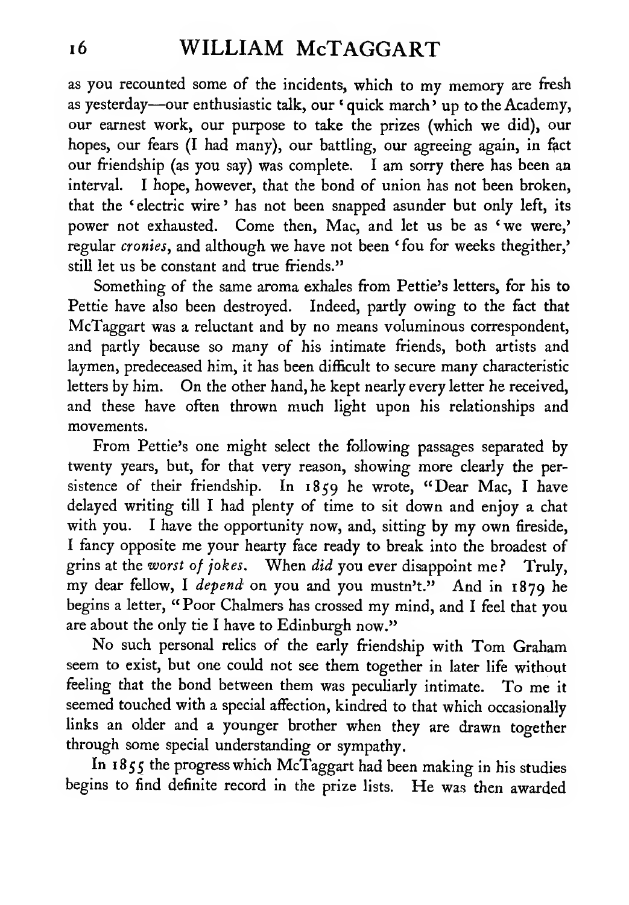as you recounted some of the incidents, which to my memory are fresh as yesterday—our enthusiastic talk, our 'quick march' up to the Academy, our earnest work, our purpose to take the prizes (which we did), our hopes, our fears (I had many), our battling, our agreeing again, in fact our friendship (as you say) was complete. I am sorry there has been an interval. I hope, however, that the bond of union has not been broken, that the 'electric wire' has not been snapped asunder but only left, its power not exhausted. Come then, Mac, and let us be as 'we were,' regular *cronies*, and although we have not been 'fou for weeks thegither,' still let us be constant and true friends."

Something of the same aroma exhales from Pettie's letters, for his to Pettie have also been destroyed. Indeed, partly owing to the fact that McTaggart was a reluctant and by no means voluminous correspondent, and partly because so many of his intimate friends, both artists and laymen, predeceased him, it has been difficult to secure many characteristic letters by him. On the other hand, he kept nearly every letter he received, and these have often thrown much light upon his relationships and movements.

From Pettie's one might select the following passages separated by twenty years, but, for that very reason, showing more clearly the persistence of their friendship. In 1859 he wrote, "Dear Mac, I have delayed writing till I had plenty of time to sit down and enjoy a chat with you. I have the opportunity now, and, sitting by my own fireside, I fancy opposite me your hearty face ready to break into the broadest of grins at the *worst of jokes*. When *did* you ever disappoint me? Truly, my dear fellow, I *depend* on you and you mustn't." And in 1879 he begins a letter, "Poor Chalmers has crossed my mind, and I feel that you are about the only tie I have to Edinburgh now."

No such personal relics of the early friendship with Tom Graham seem to exist, but one could not see them together in later life without feeling that the bond between them was peculiarly intimate. To me it seemed touched with a special affection, kindred to that which occasionally links an older and a younger brother when they are drawn together through some special understanding or sympathy.

In 1855 the progress which McTaggart had been making in his studies begins to find definite record in the prize lists. He was then awarded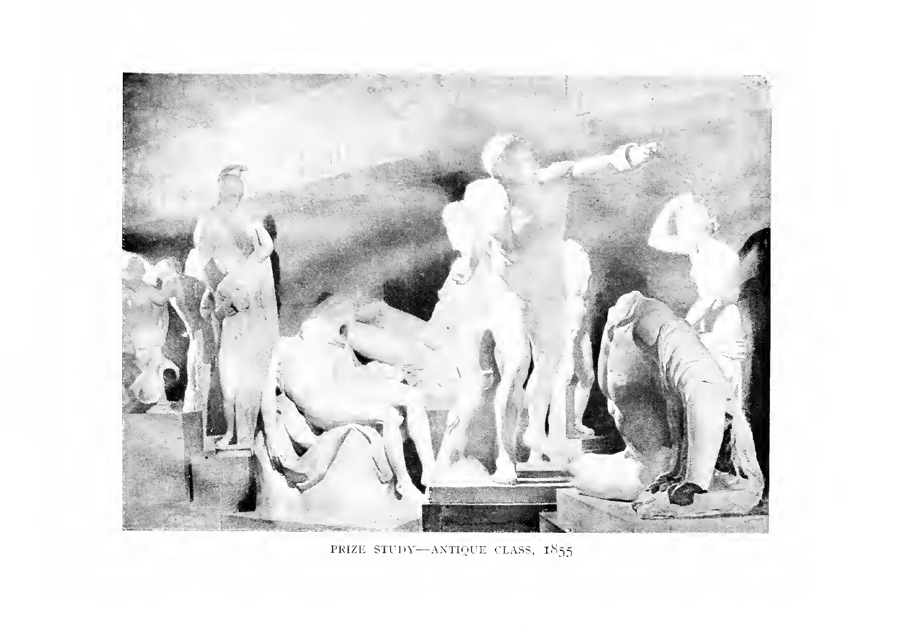PRIZE STUDY—ANTIQUE CLASS, 1855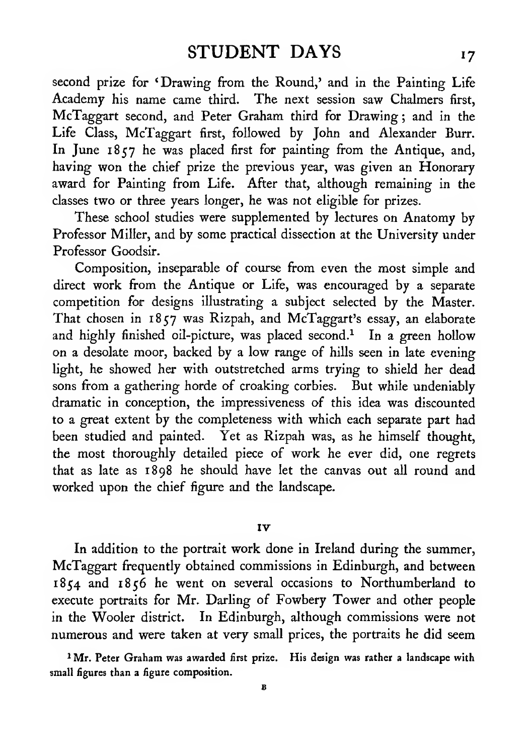second prize for 'Drawing from the Round,' and in the Painting Life Academy his name came third. The next session saw Chalmers first, McTaggart second, and Peter Graham third for Drawing; and in the Life Class, McTaggart first, followed by John and Alexander Burr. In June 1857 he was placed first for painting from the Antique, and, having won the chief prize the previous year, was given an Honorary award for Painting from Life. After that, although remaining in the classes two or three years longer, he was not eligible for prizes.

These school studies were supplemented by lectures on Anatomy by Professor Miller, and by some practical dissection at the University under Professor Goodsir.

Composition, inseparable of course from even the most simple and direct work from the Antique or Life, was encouraged by a separate competition for designs illustrating a subject selected by the Master. That chosen in 1857 was Rizpah, and McTaggart's essay, an elaborate and highly finished oil-picture, was placed second.[1] In a green hollow on a desolate moor, backed by a low range of hills seen in late evening light, he showed her with outstretched arms trying to shield her dead sons from a gathering horde of croaking corbies. But while undeniably dramatic in conception, the impressiveness of this idea was discounted to a great extent by the completeness with which each separate part had been studied and painted. Yet as Rizpah was, as he himself thought, the most thoroughly detailed piece of work he ever did, one regrets that as late as 1898 he should have let the canvas out all round and worked upon the chief figure and the landscape.

## IV

In addition to the portrait work done in Ireland during the summer, McTaggart frequently obtained commissions in Edinburgh, and between 1854 and 1856 he went on several occasions to Northumberland to execute portraits for Mr. Darling of Fowbery Tower and other people in the Wooler district. In Edinburgh, although commissions were not numerous and were taken at very small prices, the portraits he did seem

[1] Mr. Peter Graham was awarded first prize. His design was rather a landscape with small figures than a figure composition.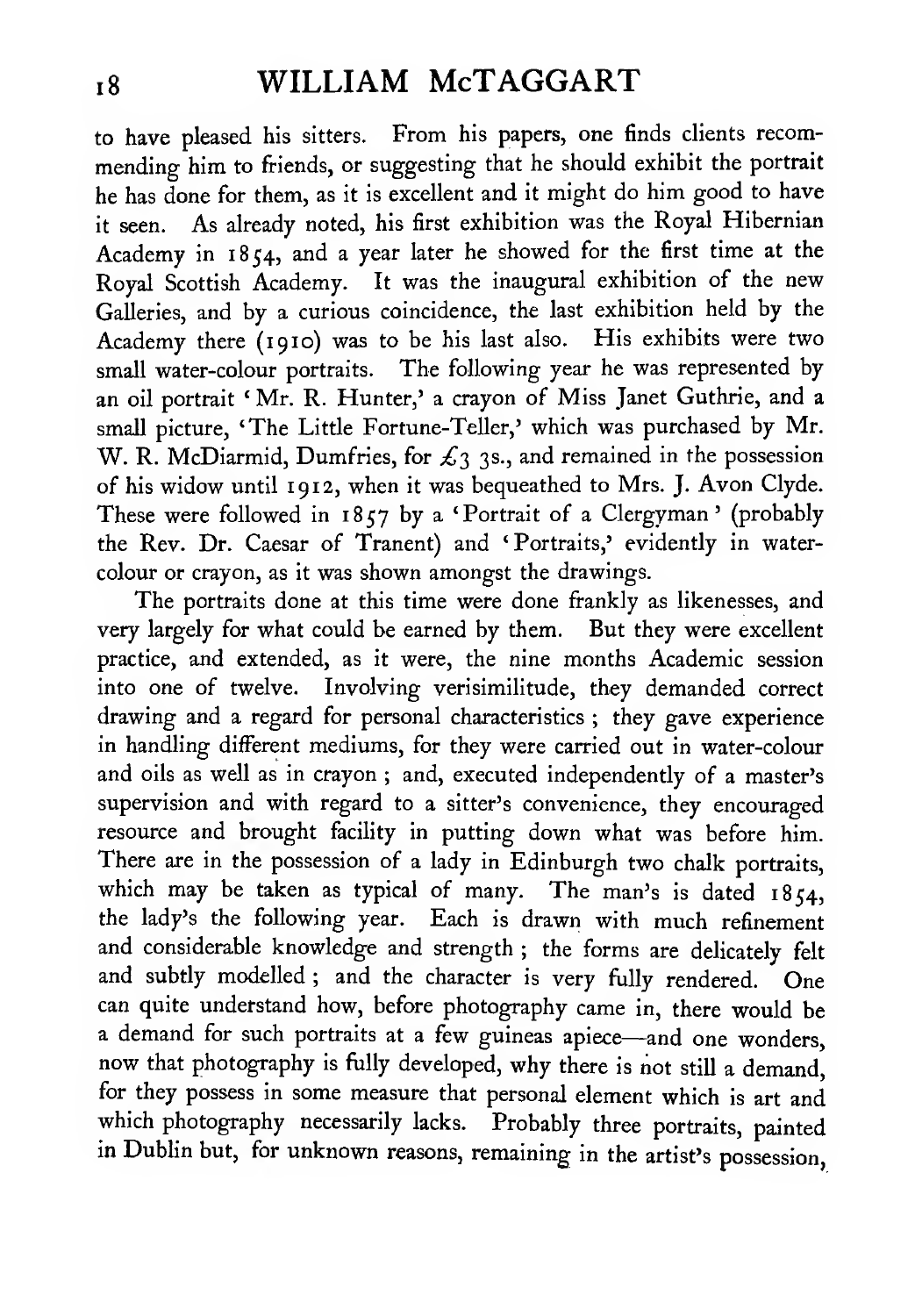to have pleased his sitters. From his papers, one finds clients recommending him to friends, or suggesting that he should exhibit the portrait he has done for them, as it is excellent and it might do him good to have it seen. As already noted, his first exhibition was the Royal Hibernian Academy in 1854, and a year later he showed for the first time at the Royal Scottish Academy. It was the inaugural exhibition of the new Galleries, and by a curious coincidence, the last exhibition held by the Academy there (1910) was to be his last also. His exhibits were two small water-colour portraits. The following year he was represented by an oil portrait 'Mr. R. Hunter,' a crayon of Miss Janet Guthrie, and a small picture, 'The Little Fortune-Teller,' which was purchased by Mr. W. R. McDiarmid, Dumfries, for £3 3s., and remained in the possession of his widow until 1912, when it was bequeathed to Mrs. J. Avon Clyde. These were followed in 1857 by a 'Portrait of a Clergyman' (probably the Rev. Dr. Caesar of Tranent) and 'Portraits,' evidently in water-colour or crayon, as it was shown amongst the drawings.

The portraits done at this time were done frankly as likenesses, and very largely for what could be earned by them. But they were excellent practice, and extended, as it were, the nine months Academic session into one of twelve. Involving verisimilitude, they demanded correct drawing and a regard for personal characteristics; they gave experience in handling different mediums, for they were carried out in water-colour and oils as well as in crayon; and, executed independently of a master's supervision and with regard to a sitter's convenience, they encouraged resource and brought facility in putting down what was before him. There are in the possession of a lady in Edinburgh two chalk portraits, which may be taken as typical of many. The man's is dated 1854, the lady's the following year. Each is drawn with much refinement and considerable knowledge and strength; the forms are delicately felt and subtly modelled; and the character is very fully rendered. One can quite understand how, before photography came in, there would be a demand for such portraits at a few guineas apiece—and one wonders, now that photography is fully developed, why there is not still a demand, for they possess in some measure that personal element which is art and which photography necessarily lacks. Probably three portraits, painted in Dublin but, for unknown reasons, remaining in the artist's possession,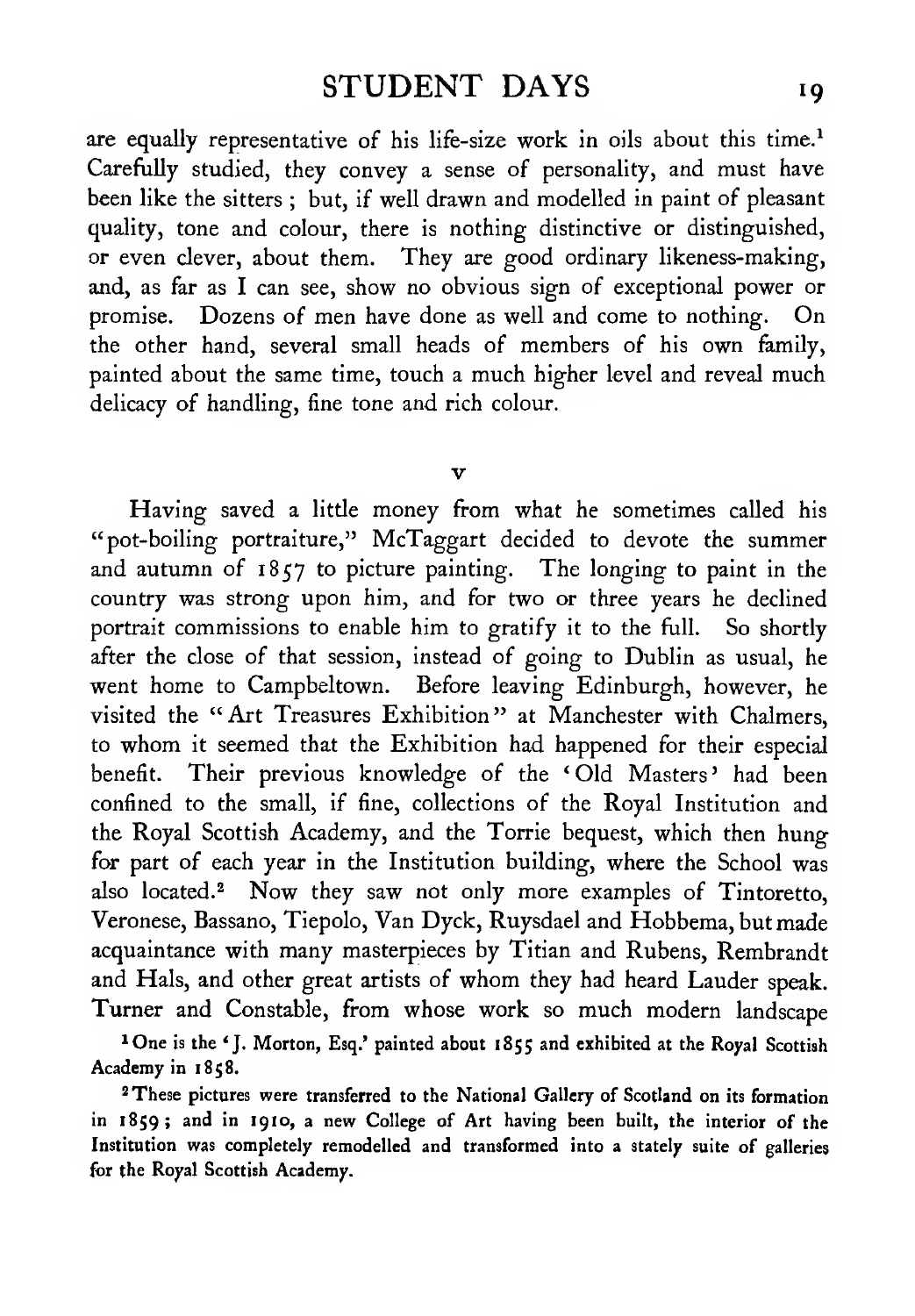are equally representative of his life-size work in oils about this time.[1] Carefully studied, they convey a sense of personality, and must have been like the sitters; but, if well drawn and modelled in paint of pleasant quality, tone and colour, there is nothing distinctive or distinguished, or even clever, about them. They are good ordinary likeness-making, and, as far as I can see, show no obvious sign of exceptional power or promise. Dozens of men have done as well and come to nothing. On the other hand, several small heads of members of his own family, painted about the same time, touch a much higher level and reveal much delicacy of handling, fine tone and rich colour.

## V

Having saved a little money from what he sometimes called his "pot-boiling portraiture," McTaggart decided to devote the summer and autumn of 1857 to picture painting. The longing to paint in the country was strong upon him, and for two or three years he declined portrait commissions to enable him to gratify it to the full. So shortly after the close of that session, instead of going to Dublin as usual, he went home to Campbeltown. Before leaving Edinburgh, however, he visited the "Art Treasures Exhibition" at Manchester with Chalmers, to whom it seemed that the Exhibition had happened for their especial benefit. Their previous knowledge of the 'Old Masters' had been confined to the small, if fine, collections of the Royal Institution and the Royal Scottish Academy, and the Torrie bequest, which then hung for part of each year in the Institution building, where the School was also located.[2] Now they saw not only more examples of Tintoretto, Veronese, Bassano, Tiepolo, Van Dyck, Ruysdael and Hobbema, but made acquaintance with many masterpieces by Titian and Rubens, Rembrandt and Hals, and other great artists of whom they had heard Lauder speak. Turner and Constable, from whose work so much modern landscape

[1] One is the 'J. Morton, Esq.' painted about 1855 and exhibited at the Royal Scottish Academy in 1858.

[2] These pictures were transferred to the National Gallery of Scotland on its formation in 1859; and in 1910, a new College of Art having been built, the interior of the Institution was completely remodelled and transformed into a stately suite of galleries for the Royal Scottish Academy.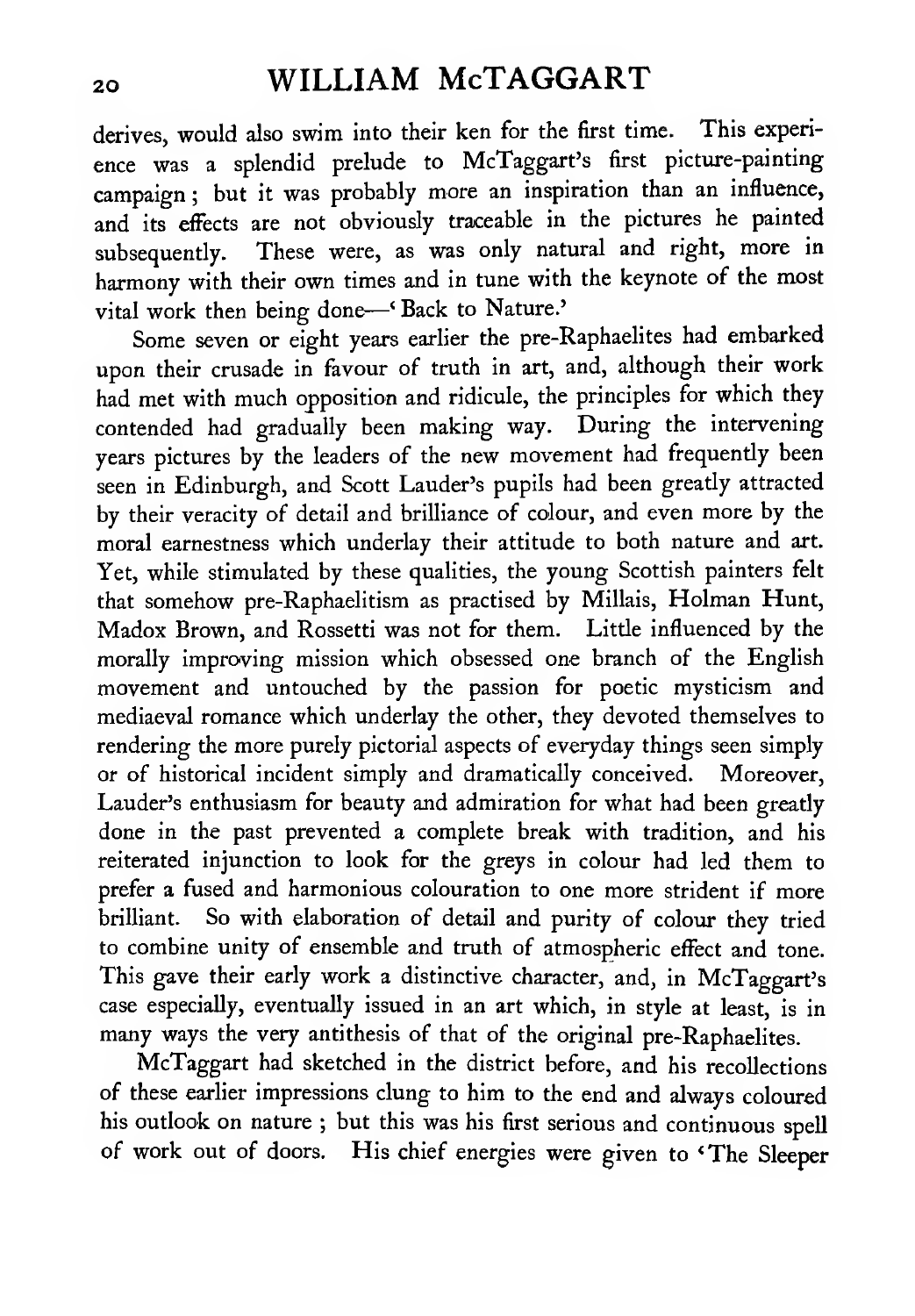derives, would also swim into their ken for the first time. This experience was a splendid prelude to McTaggart's first picture-painting campaign; but it was probably more an inspiration than an influence, and its effects are not obviously traceable in the pictures he painted subsequently. These were, as was only natural and right, more in harmony with their own times and in tune with the keynote of the most vital work then being done—'Back to Nature.'

Some seven or eight years earlier the pre-Raphaelites had embarked upon their crusade in favour of truth in art, and, although their work had met with much opposition and ridicule, the principles for which they contended had gradually been making way. During the intervening years pictures by the leaders of the new movement had frequently been seen in Edinburgh, and Scott Lauder's pupils had been greatly attracted by their veracity of detail and brilliance of colour, and even more by the moral earnestness which underlay their attitude to both nature and art. Yet, while stimulated by these qualities, the young Scottish painters felt that somehow pre-Raphaelitism as practised by Millais, Holman Hunt, Madox Brown, and Rossetti was not for them. Little influenced by the morally improving mission which obsessed one branch of the English movement and untouched by the passion for poetic mysticism and mediaeval romance which underlay the other, they devoted themselves to rendering the more purely pictorial aspects of everyday things seen simply or of historical incident simply and dramatically conceived. Moreover, Lauder's enthusiasm for beauty and admiration for what had been greatly done in the past prevented a complete break with tradition, and his reiterated injunction to look for the greys in colour had led them to prefer a fused and harmonious colouration to one more strident if more brilliant. So with elaboration of detail and purity of colour they tried to combine unity of ensemble and truth of atmospheric effect and tone. This gave their early work a distinctive character, and, in McTaggart's case especially, eventually issued in an art which, in style at least, is in many ways the very antithesis of that of the original pre-Raphaelites.

McTaggart had sketched in the district before, and his recollections of these earlier impressions clung to him to the end and always coloured his outlook on nature; but this was his first serious and continuous spell of work out of doors. His chief energies were given to 'The Sleeper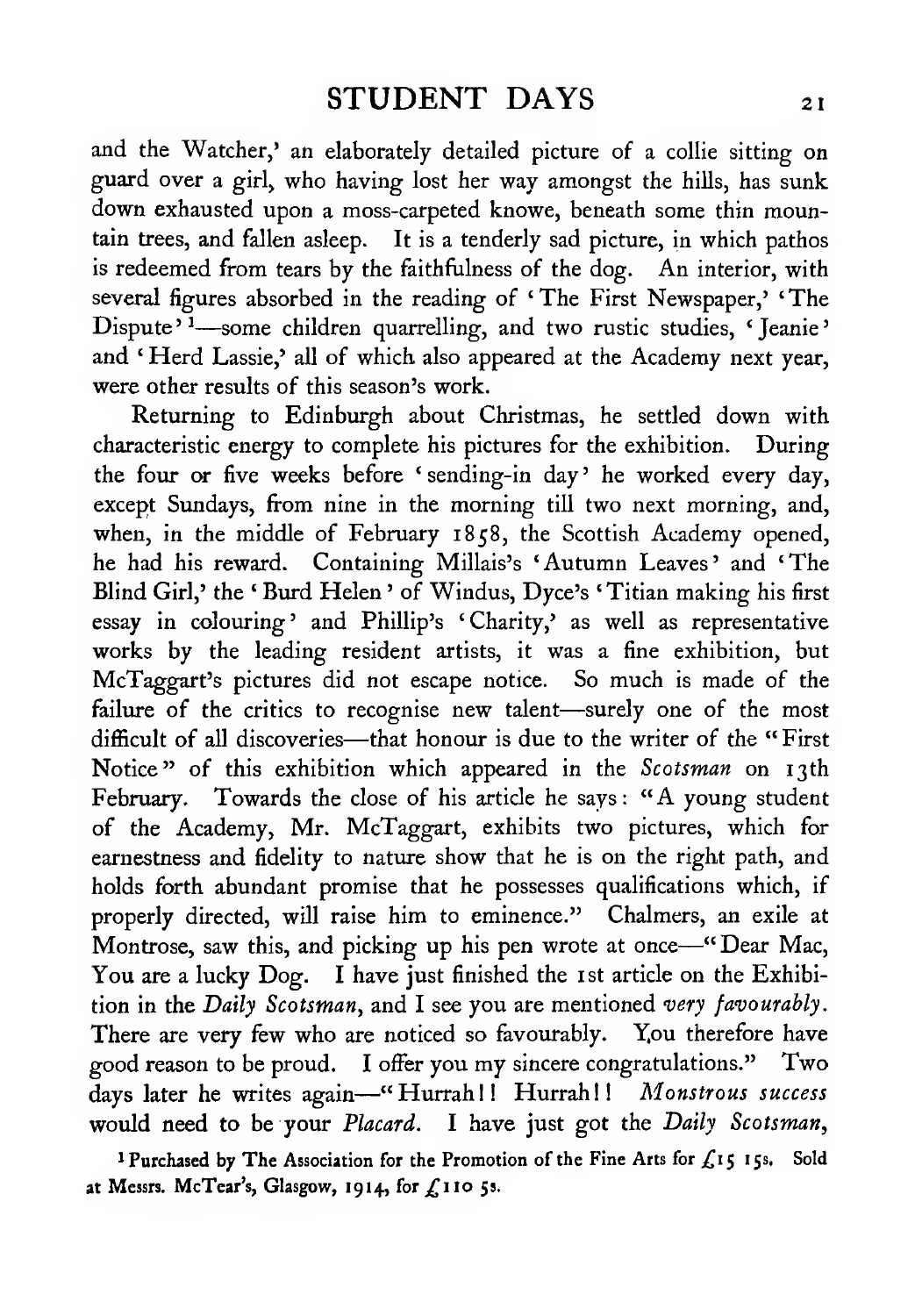and the Watcher,' an elaborately detailed picture of a collie sitting on guard over a girl, who having lost her way amongst the hills, has sunk down exhausted upon a moss-carpeted knowe, beneath some thin mountain trees, and fallen asleep. It is a tenderly sad picture, in which pathos is redeemed from tears by the faithfulness of the dog. An interior, with several figures absorbed in the reading of 'The First Newspaper,' 'The Dispute'[1]—some children quarrelling, and two rustic studies, 'Jeanie' and 'Herd Lassie,' all of which also appeared at the Academy next year, were other results of this season's work.

Returning to Edinburgh about Christmas, he settled down with characteristic energy to complete his pictures for the exhibition. During the four or five weeks before 'sending-in day' he worked every day, except Sundays, from nine in the morning till two next morning, and, when, in the middle of February 1858, the Scottish Academy opened, he had his reward. Containing Millais's 'Autumn Leaves' and 'The Blind Girl,' the 'Burd Helen' of Windus, Dyce's 'Titian making his first essay in colouring' and Phillip's 'Charity,' as well as representative works by the leading resident artists, it was a fine exhibition, but McTaggart's pictures did not escape notice. So much is made of the failure of the critics to recognise new talent—surely one of the most difficult of all discoveries—that honour is due to the writer of the "First Notice" of this exhibition which appeared in the *Scotsman* on 13th February. Towards the close of his article he says: "A young student of the Academy, Mr. McTaggart, exhibits two pictures, which for earnestness and fidelity to nature show that he is on the right path, and holds forth abundant promise that he possesses qualifications which, if properly directed, will raise him to eminence." Chalmers, an exile at Montrose, saw this, and picking up his pen wrote at once—"Dear Mac, You are a lucky Dog. I have just finished the 1st article on the Exhibition in the *Daily Scotsman*, and I see you are mentioned *very favourably*. There are very few who are noticed so favourably. You therefore have good reason to be proud. I offer you my sincere congratulations." Two days later he writes again—"Hurrah!! Hurrah!! *Monstrous success* would need to be your *Placard*. I have just got the *Daily Scotsman*,

[1] Purchased by The Association for the Promotion of the Fine Arts for £15 15s. Sold at Messrs. McTear's, Glasgow, 1914, for £110 5s.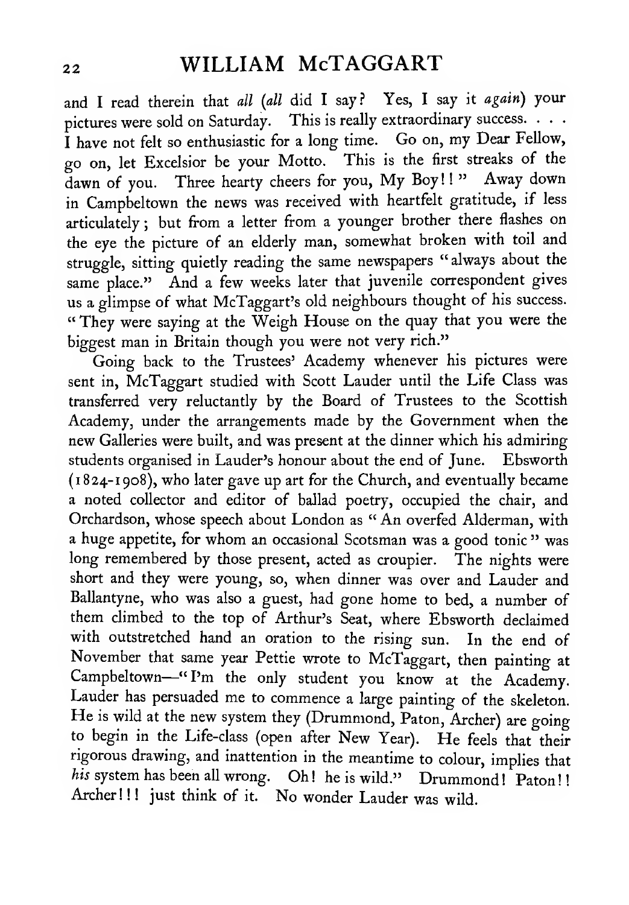and I read therein that *all* (*all* did I say? Yes, I say it *again*) your pictures were sold on Saturday. This is really extraordinary success. . . . I have not felt so enthusiastic for a long time. Go on, my Dear Fellow, go on, let Excelsior be your Motto. This is the first streaks of the dawn of you. Three hearty cheers for you, My Boy!!" Away down in Campbeltown the news was received with heartfelt gratitude, if less articulately; but from a letter from a younger brother there flashes on the eye the picture of an elderly man, somewhat broken with toil and struggle, sitting quietly reading the same newspapers "always about the same place." And a few weeks later that juvenile correspondent gives us a glimpse of what McTaggart's old neighbours thought of his success. "They were saying at the Weigh House on the quay that you were the biggest man in Britain though you were not very rich."

Going back to the Trustees' Academy whenever his pictures were sent in, McTaggart studied with Scott Lauder until the Life Class was transferred very reluctantly by the Board of Trustees to the Scottish Academy, under the arrangements made by the Government when the new Galleries were built, and was present at the dinner which his admiring students organised in Lauder's honour about the end of June. Ebsworth (1824-1908), who later gave up art for the Church, and eventually became a noted collector and editor of ballad poetry, occupied the chair, and Orchardson, whose speech about London as "An overfed Alderman, with a huge appetite, for whom an occasional Scotsman was a good tonic" was long remembered by those present, acted as croupier. The nights were short and they were young, so, when dinner was over and Lauder and Ballantyne, who was also a guest, had gone home to bed, a number of them climbed to the top of Arthur's Seat, where Ebsworth declaimed with outstretched hand an oration to the rising sun. In the end of November that same year Pettie wrote to McTaggart, then painting at Campbeltown—"I'm the only student you know at the Academy. Lauder has persuaded me to commence a large painting of the skeleton. He is wild at the new system they (Drummond, Paton, Archer) are going to begin in the Life-class (open after New Year). He feels that their rigorous drawing, and inattention in the meantime to colour, implies that *his* system has been all wrong. Oh! he is wild." Drummond! Paton!! Archer!!! just think of it. No wonder Lauder was wild.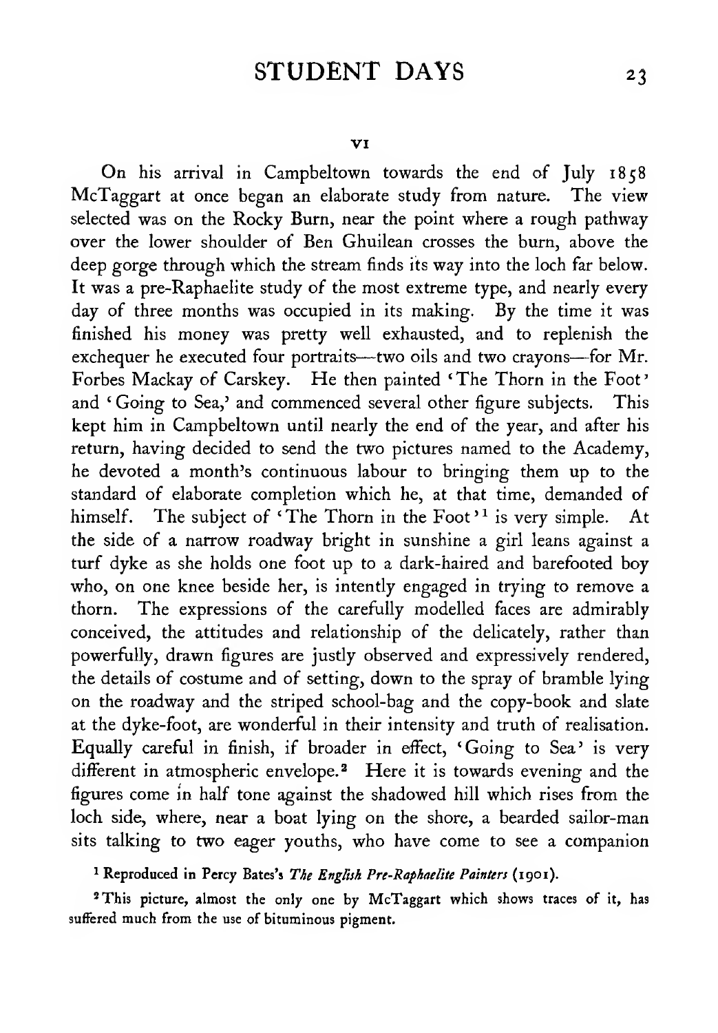## VI

On his arrival in Campbeltown towards the end of July 1858 McTaggart at once began an elaborate study from nature. The view selected was on the Rocky Burn, near the point where a rough pathway over the lower shoulder of Ben Ghuilean crosses the burn, above the deep gorge through which the stream finds its way into the loch far below. It was a pre-Raphaelite study of the most extreme type, and nearly every day of three months was occupied in its making. By the time it was finished his money was pretty well exhausted, and to replenish the exchequer he executed four portraits—two oils and two crayons—for Mr. Forbes Mackay of Carskey. He then painted 'The Thorn in the Foot' and 'Going to Sea,' and commenced several other figure subjects. This kept him in Campbeltown until nearly the end of the year, and after his return, having decided to send the two pictures named to the Academy, he devoted a month's continuous labour to bringing them up to the standard of elaborate completion which he, at that time, demanded of himself. The subject of 'The Thorn in the Foot'[1] is very simple. At the side of a narrow roadway bright in sunshine a girl leans against a turf dyke as she holds one foot up to a dark-haired and barefooted boy who, on one knee beside her, is intently engaged in trying to remove a thorn. The expressions of the carefully modelled faces are admirably conceived, the attitudes and relationship of the delicately, rather than powerfully, drawn figures are justly observed and expressively rendered, the details of costume and of setting, down to the spray of bramble lying on the roadway and the striped school-bag and the copy-book and slate at the dyke-foot, are wonderful in their intensity and truth of realisation. Equally careful in finish, if broader in effect, 'Going to Sea' is very different in atmospheric envelope.[2] Here it is towards evening and the figures come in half tone against the shadowed hill which rises from the loch side, where, near a boat lying on the shore, a bearded sailor-man sits talking to two eager youths, who have come to see a companion

[1] Reproduced in Percy Bates's *The English Pre-Raphaelite Painters* (1901).

[2] This picture, almost the only one by McTaggart which shows traces of it, has suffered much from the use of bituminous pigment.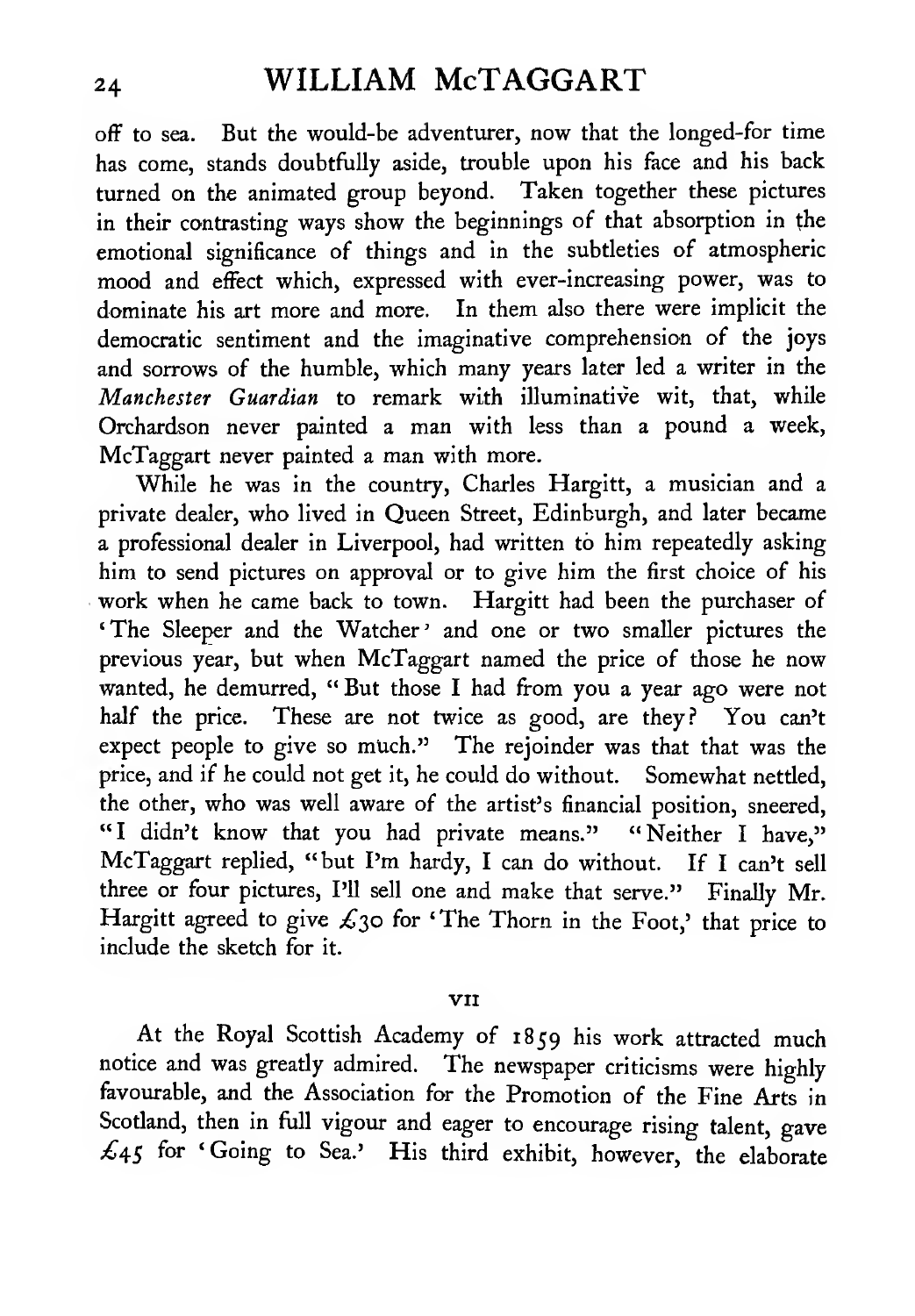off to sea. But the would-be adventurer, now that the longed-for time has come, stands doubtfully aside, trouble upon his face and his back turned on the animated group beyond. Taken together these pictures in their contrasting ways show the beginnings of that absorption in the emotional significance of things and in the subtleties of atmospheric mood and effect which, expressed with ever-increasing power, was to dominate his art more and more. In them also there were implicit the democratic sentiment and the imaginative comprehension of the joys and sorrows of the humble, which many years later led a writer in the *Manchester Guardian* to remark with illuminative wit, that, while Orchardson never painted a man with less than a pound a week, McTaggart never painted a man with more.

While he was in the country, Charles Hargitt, a musician and a private dealer, who lived in Queen Street, Edinburgh, and later became a professional dealer in Liverpool, had written to him repeatedly asking him to send pictures on approval or to give him the first choice of his work when he came back to town. Hargitt had been the purchaser of 'The Sleeper and the Watcher' and one or two smaller pictures the previous year, but when McTaggart named the price of those he now wanted, he demurred, "But those I had from you a year ago were not half the price. These are not twice as good, are they? You can't expect people to give so much." The rejoinder was that that was the price, and if he could not get it, he could do without. Somewhat nettled, the other, who was well aware of the artist's financial position, sneered, "I didn't know that you had private means." "Neither I have," McTaggart replied, "but I'm hardy, I can do without. If I can't sell three or four pictures, I'll sell one and make that serve." Finally Mr. Hargitt agreed to give £30 for 'The Thorn in the Foot,' that price to include the sketch for it.

## VII

At the Royal Scottish Academy of 1859 his work attracted much notice and was greatly admired. The newspaper criticisms were highly favourable, and the Association for the Promotion of the Fine Arts in Scotland, then in full vigour and eager to encourage rising talent, gave £45 for 'Going to Sea.' His third exhibit, however, the elaborate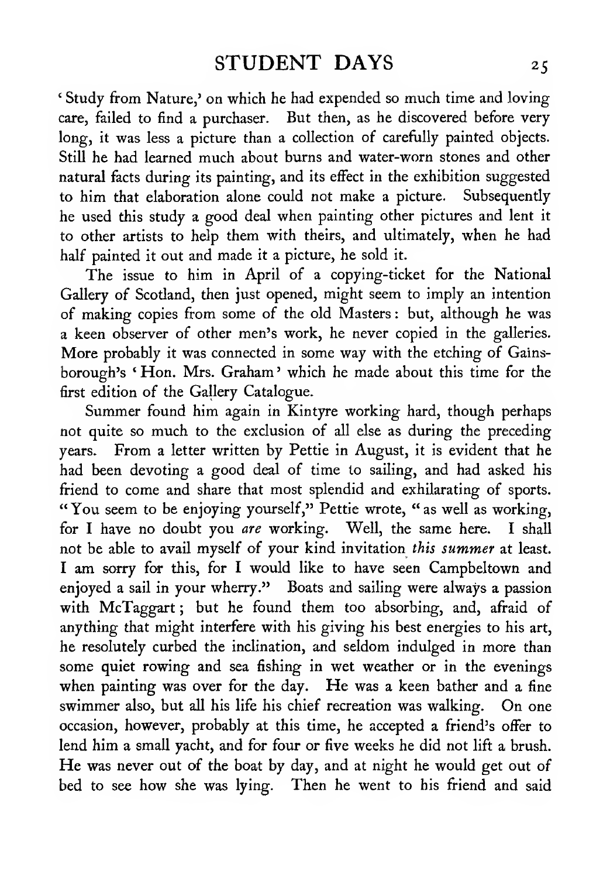'Study from Nature,' on which he had expended so much time and loving care, failed to find a purchaser. But then, as he discovered before very long, it was less a picture than a collection of carefully painted objects. Still he had learned much about burns and water-worn stones and other natural facts during its painting, and its effect in the exhibition suggested to him that elaboration alone could not make a picture. Subsequently he used this study a good deal when painting other pictures and lent it to other artists to help them with theirs, and ultimately, when he had half painted it out and made it a picture, he sold it.

The issue to him in April of a copying-ticket for the National Gallery of Scotland, then just opened, might seem to imply an intention of making copies from some of the old Masters: but, although he was a keen observer of other men's work, he never copied in the galleries. More probably it was connected in some way with the etching of Gainsborough's 'Hon. Mrs. Graham' which he made about this time for the first edition of the Gallery Catalogue.

Summer found him again in Kintyre working hard, though perhaps not quite so much to the exclusion of all else as during the preceding years. From a letter written by Pettie in August, it is evident that he had been devoting a good deal of time to sailing, and had asked his friend to come and share that most splendid and exhilarating of sports. "You seem to be enjoying yourself," Pettie wrote, "as well as working, for I have no doubt you *are* working. Well, the same here. I shall not be able to avail myself of your kind invitation *this summer* at least. I am sorry for this, for I would like to have seen Campbeltown and enjoyed a sail in your wherry." Boats and sailing were always a passion with McTaggart; but he found them too absorbing, and, afraid of anything that might interfere with his giving his best energies to his art, he resolutely curbed the inclination, and seldom indulged in more than some quiet rowing and sea fishing in wet weather or in the evenings when painting was over for the day. He was a keen bather and a fine swimmer also, but all his life his chief recreation was walking. On one occasion, however, probably at this time, he accepted a friend's offer to lend him a small yacht, and for four or five weeks he did not lift a brush. He was never out of the boat by day, and at night he would get out of bed to see how she was lying. Then he went to his friend and said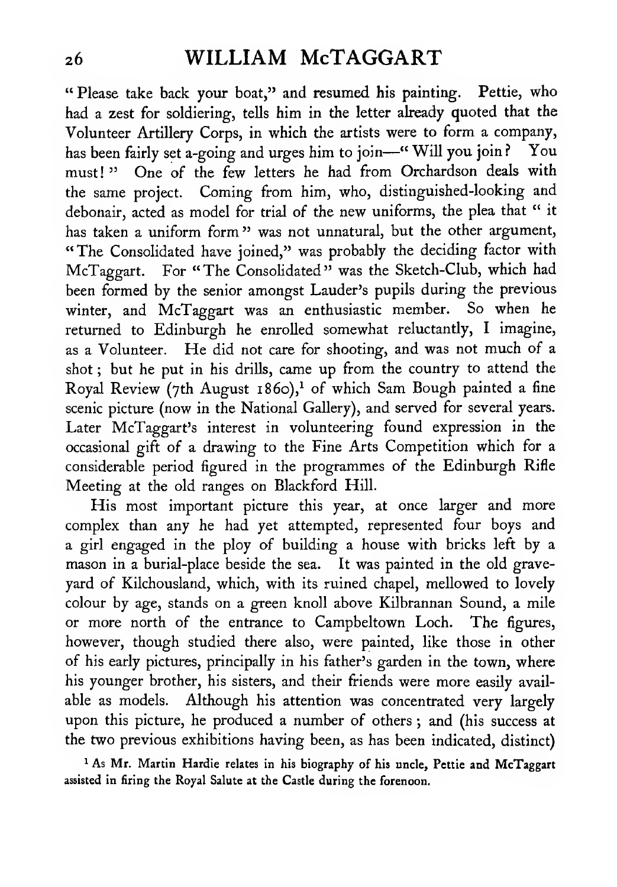"Please take back your boat," and resumed his painting. Pettie, who had a zest for soldiering, tells him in the letter already quoted that the Volunteer Artillery Corps, in which the artists were to form a company, has been fairly set a-going and urges him to join—"Will you join? You must!" One of the few letters he had from Orchardson deals with the same project. Coming from him, who, distinguished-looking and debonair, acted as model for trial of the new uniforms, the plea that "it has taken a uniform form" was not unnatural, but the other argument, "The Consolidated have joined," was probably the deciding factor with McTaggart. For "The Consolidated" was the Sketch-Club, which had been formed by the senior amongst Lauder's pupils during the previous winter, and McTaggart was an enthusiastic member. So when he returned to Edinburgh he enrolled somewhat reluctantly, I imagine, as a Volunteer. He did not care for shooting, and was not much of a shot; but he put in his drills, came up from the country to attend the Royal Review (7th August 1860),[1] of which Sam Bough painted a fine scenic picture (now in the National Gallery), and served for several years. Later McTaggart's interest in volunteering found expression in the occasional gift of a drawing to the Fine Arts Competition which for a considerable period figured in the programmes of the Edinburgh Rifle Meeting at the old ranges on Blackford Hill.

His most important picture this year, at once larger and more complex than any he had yet attempted, represented four boys and a girl engaged in the ploy of building a house with bricks left by a mason in a burial-place beside the sea. It was painted in the old graveyard of Kilchousland, which, with its ruined chapel, mellowed to lovely colour by age, stands on a green knoll above Kilbrannan Sound, a mile or more north of the entrance to Campbeltown Loch. The figures, however, though studied there also, were painted, like those in other of his early pictures, principally in his father's garden in the town, where his younger brother, his sisters, and their friends were more easily available as models. Although his attention was concentrated very largely upon this picture, he produced a number of others; and (his success at the two previous exhibitions having been, as has been indicated, distinct)

[1] As Mr. Martin Hardie relates in his biography of his uncle, Pettie and McTaggart assisted in firing the Royal Salute at the Castle during the forenoon.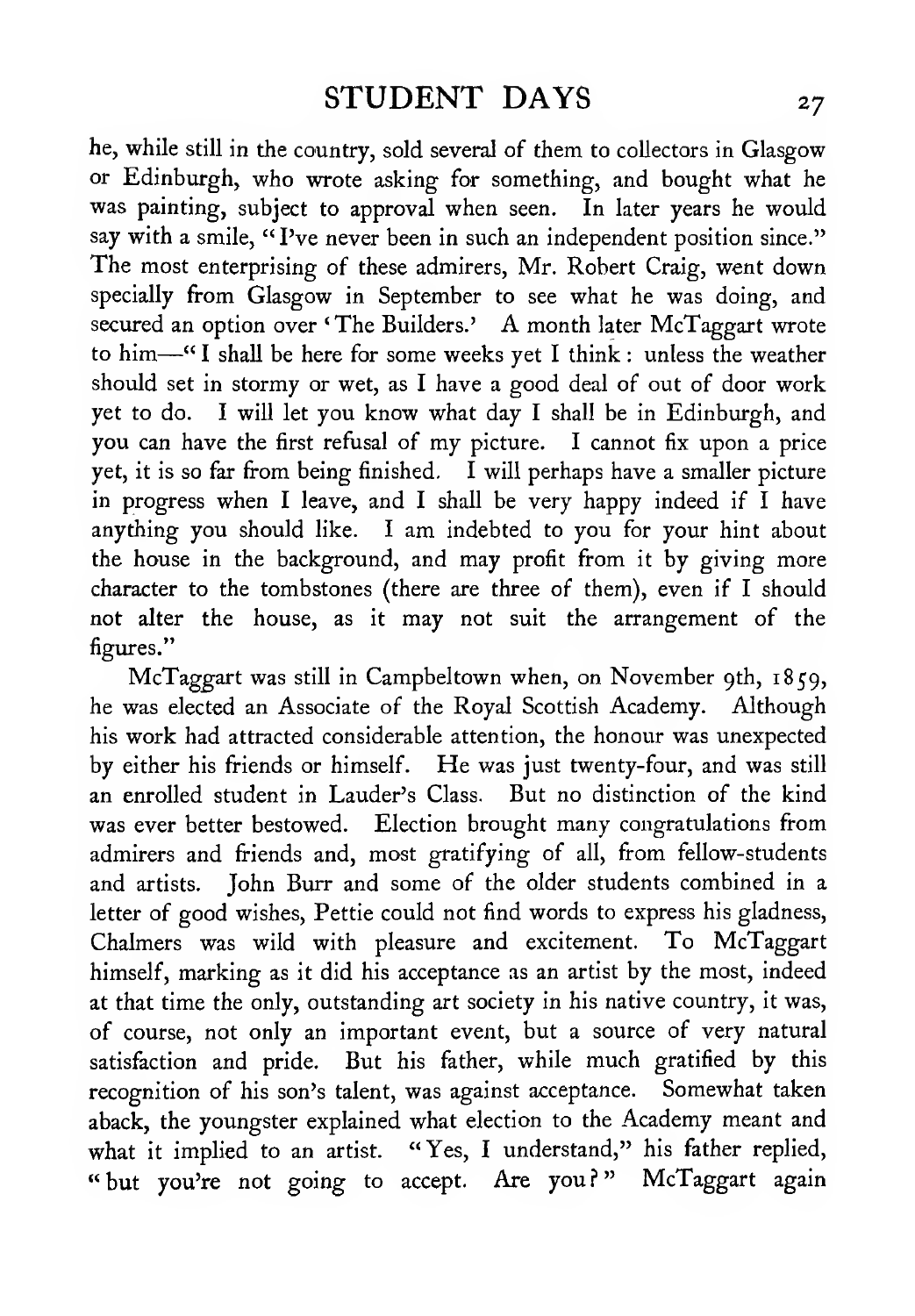he, while still in the country, sold several of them to collectors in Glasgow or Edinburgh, who wrote asking for something, and bought what he was painting, subject to approval when seen. In later years he would say with a smile, "I've never been in such an independent position since." The most enterprising of these admirers, Mr. Robert Craig, went down specially from Glasgow in September to see what he was doing, and secured an option over 'The Builders.' A month later McTaggart wrote to him—"I shall be here for some weeks yet I think: unless the weather should set in stormy or wet, as I have a good deal of out of door work yet to do. I will let you know what day I shall be in Edinburgh, and you can have the first refusal of my picture. I cannot fix upon a price yet, it is so far from being finished. I will perhaps have a smaller picture in progress when I leave, and I shall be very happy indeed if I have anything you should like. I am indebted to you for your hint about the house in the background, and may profit from it by giving more character to the tombstones (there are three of them), even if I should not alter the house, as it may not suit the arrangement of the figures."

McTaggart was still in Campbeltown when, on November 9th, 1859, he was elected an Associate of the Royal Scottish Academy. Although his work had attracted considerable attention, the honour was unexpected by either his friends or himself. He was just twenty-four, and was still an enrolled student in Lauder's Class. But no distinction of the kind was ever better bestowed. Election brought many congratulations from admirers and friends and, most gratifying of all, from fellow-students and artists. John Burr and some of the older students combined in a letter of good wishes, Pettie could not find words to express his gladness, Chalmers was wild with pleasure and excitement. To McTaggart himself, marking as it did his acceptance as an artist by the most, indeed at that time the only, outstanding art society in his native country, it was, of course, not only an important event, but a source of very natural satisfaction and pride. But his father, while much gratified by this recognition of his son's talent, was against acceptance. Somewhat taken aback, the youngster explained what election to the Academy meant and what it implied to an artist. "Yes, I understand," his father replied, "but you're not going to accept. Are you?" McTaggart again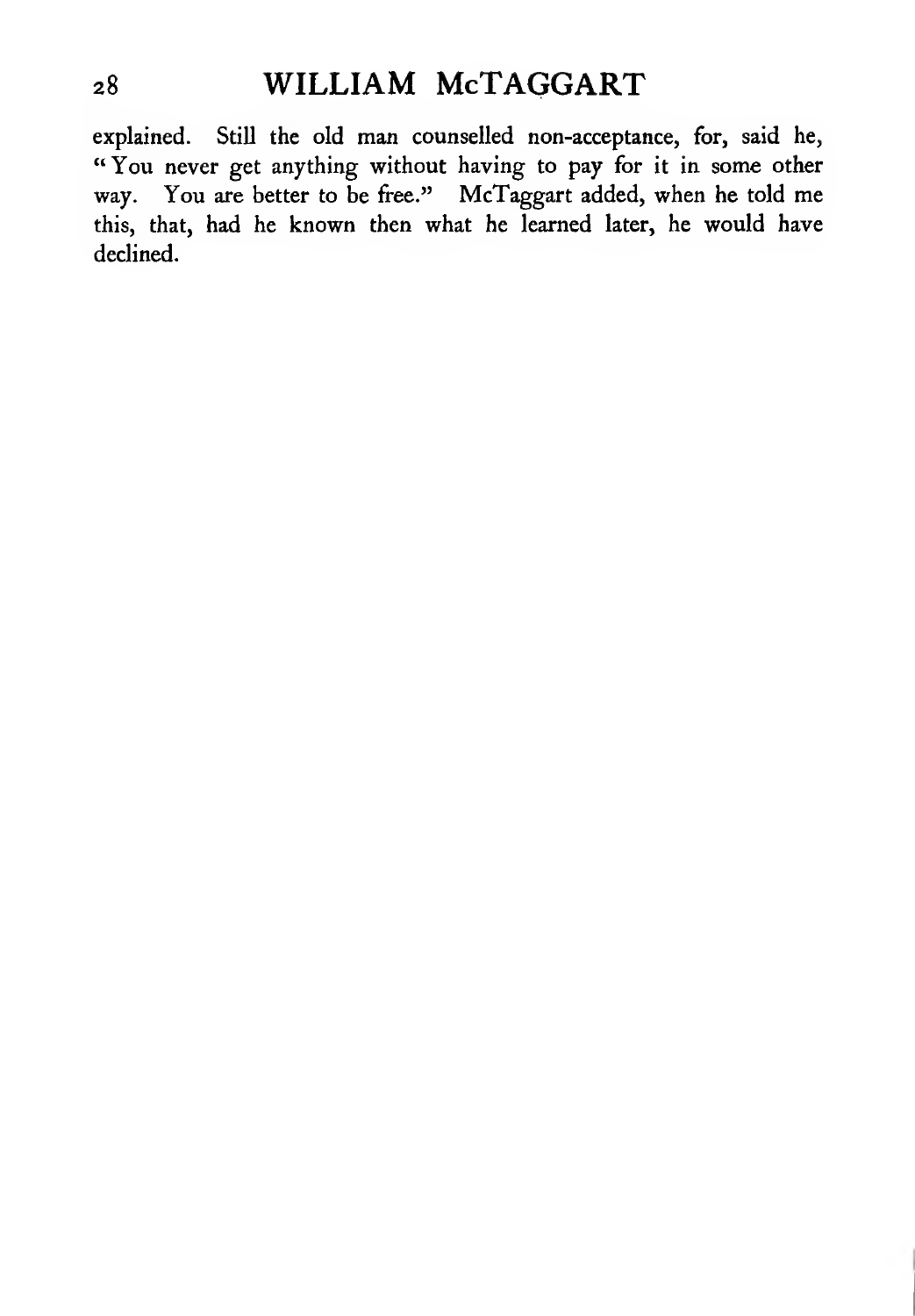explained. Still the old man counselled non-acceptance, for, said he, "You never get anything without having to pay for it in some other way. You are better to be free." McTaggart added, when he told me this, that, had he known then what he learned later, he would have declined.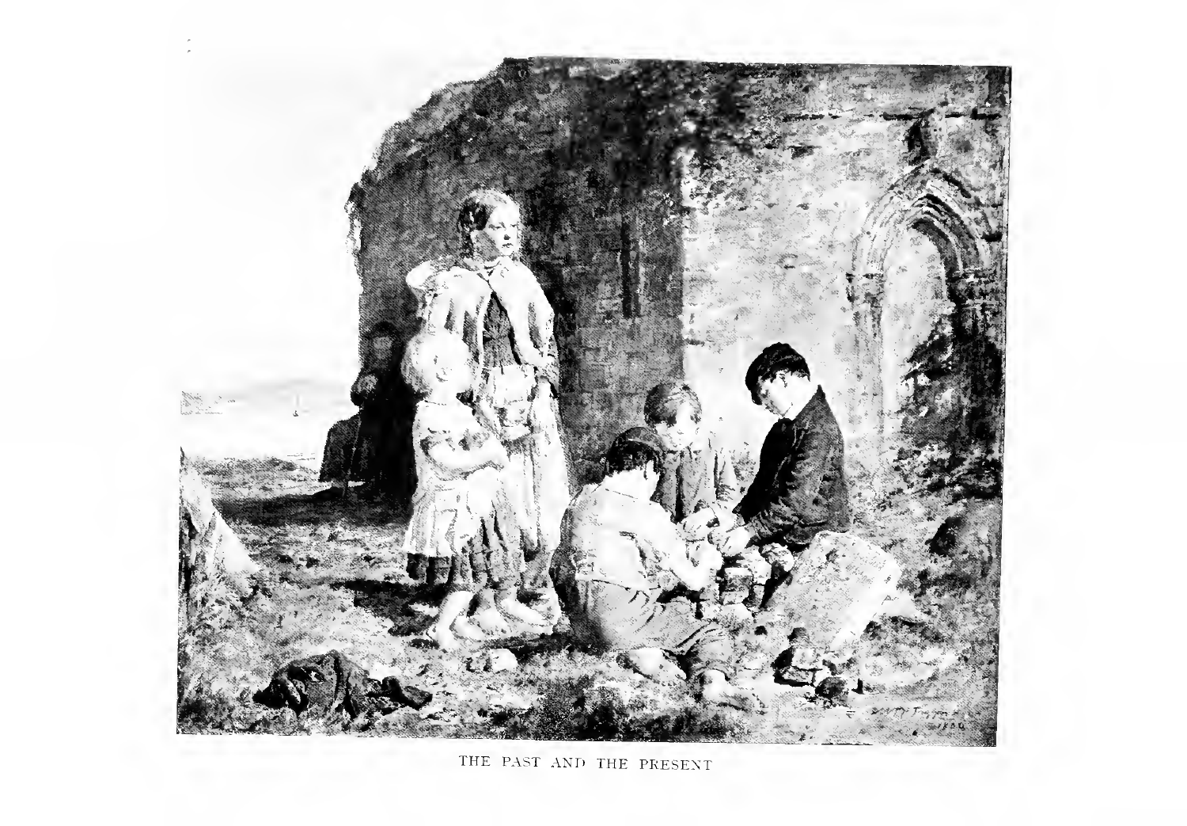THE PAST AND THE PRESENT